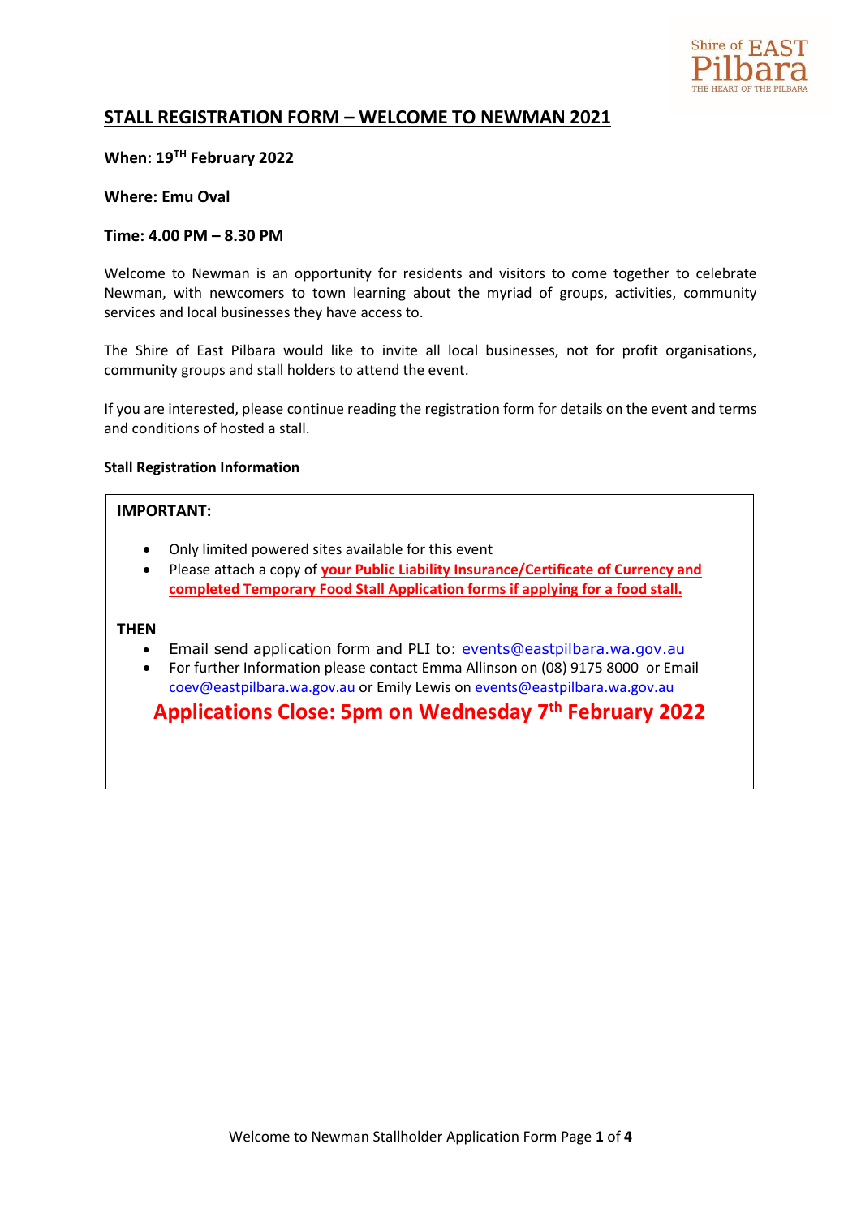Shire of EAST Pilbara
THE HEART OF THE PILBARA

# STALL REGISTRATION FORM – WELCOME TO NEWMAN 2021

**When: 19TH February 2022**

**Where: Emu Oval**

**Time: 4.00 PM – 8.30 PM**

Welcome to Newman is an opportunity for residents and visitors to come together to celebrate Newman, with newcomers to town learning about the myriad of groups, activities, community services and local businesses they have access to.

The Shire of East Pilbara would like to invite all local businesses, not for profit organisations, community groups and stall holders to attend the event.

If you are interested, please continue reading the registration form for details on the event and terms and conditions of hosted a stall.

**Stall Registration Information**

**IMPORTANT:**

- Only limited powered sites available for this event
- Please attach a copy of **your Public Liability Insurance/Certificate of Currency and completed Temporary Food Stall Application forms if applying for a food stall.**

**THEN**

- Email send application form and PLI to: events@eastpilbara.wa.gov.au
- For further Information please contact Emma Allinson on (08) 9175 8000 or Email coev@eastpilbara.wa.gov.au or Emily Lewis on events@eastpilbara.wa.gov.au

**Applications Close: 5pm on Wednesday 7th February 2022**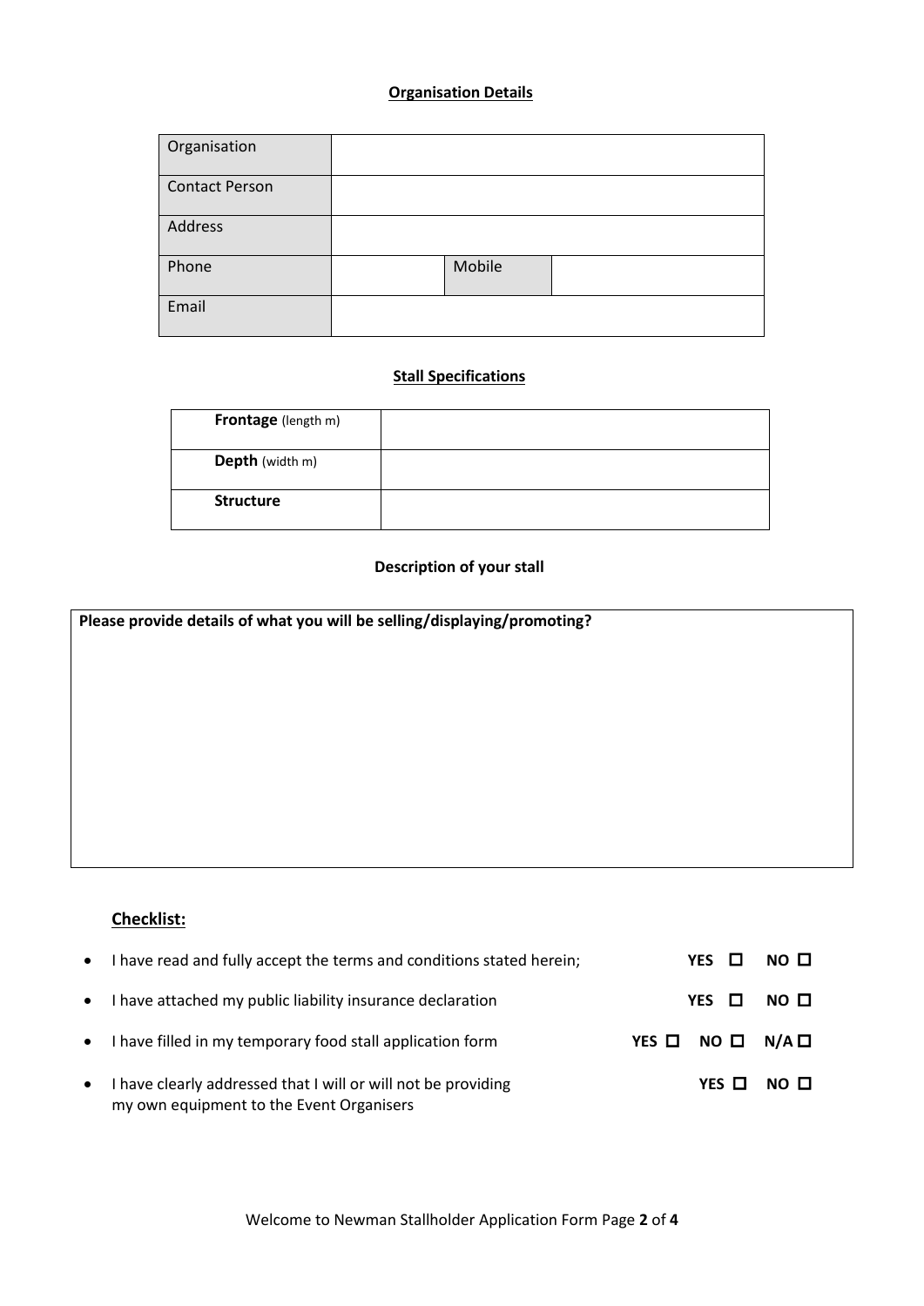**Organisation Details**

| Organisation | | | |
|---|---|---|---|
| Contact Person | | | |
| Address | | | |
| Phone | | Mobile | |
| Email | | | |

**Stall Specifications**

| **Frontage** (length m) | |
|---|---|
| **Depth** (width m) | |
| **Structure** | |

**Description of your stall**

| **Please provide details of what you will be selling/displaying/promoting?** |
|---|
| |

**Checklist:**

- I have read and fully accept the terms and conditions stated herein; **YES** ☐ **NO** ☐
- I have attached my public liability insurance declaration **YES** ☐ **NO** ☐
- I have filled in my temporary food stall application form **YES** ☐ **NO** ☐ **N/A** ☐
- I have clearly addressed that I will or will not be providing my own equipment to the Event Organisers **YES** ☐ **NO** ☐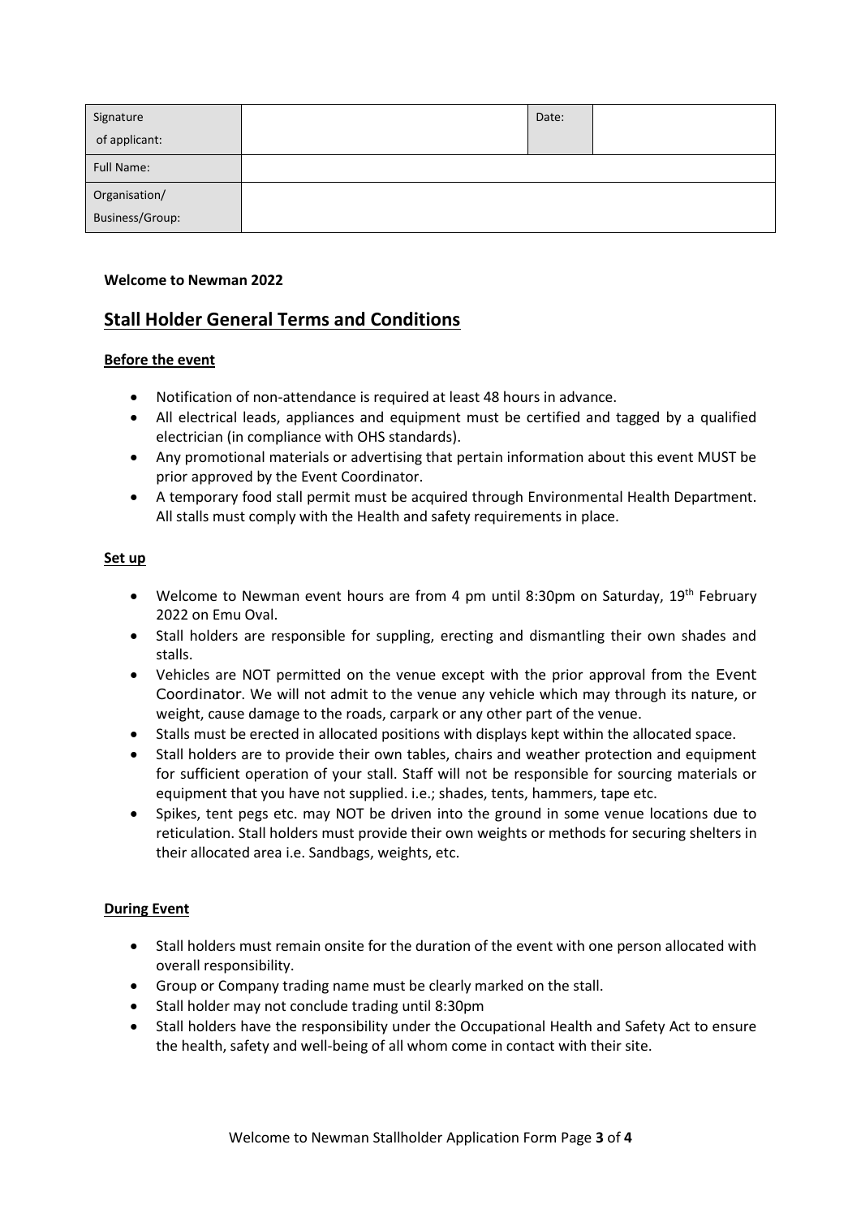| Signature of applicant: | | Date: | |
|---|---|---|---|
| Full Name: | | | |
| Organisation/ Business/Group: | | | |

**Welcome to Newman 2022**

## Stall Holder General Terms and Conditions

### Before the event

- Notification of non-attendance is required at least 48 hours in advance.
- All electrical leads, appliances and equipment must be certified and tagged by a qualified electrician (in compliance with OHS standards).
- Any promotional materials or advertising that pertain information about this event MUST be prior approved by the Event Coordinator.
- A temporary food stall permit must be acquired through Environmental Health Department. All stalls must comply with the Health and safety requirements in place.

### Set up

- Welcome to Newman event hours are from 4 pm until 8:30pm on Saturday, 19th February 2022 on Emu Oval.
- Stall holders are responsible for suppling, erecting and dismantling their own shades and stalls.
- Vehicles are NOT permitted on the venue except with the prior approval from the Event Coordinator. We will not admit to the venue any vehicle which may through its nature, or weight, cause damage to the roads, carpark or any other part of the venue.
- Stalls must be erected in allocated positions with displays kept within the allocated space.
- Stall holders are to provide their own tables, chairs and weather protection and equipment for sufficient operation of your stall. Staff will not be responsible for sourcing materials or equipment that you have not supplied. i.e.; shades, tents, hammers, tape etc.
- Spikes, tent pegs etc. may NOT be driven into the ground in some venue locations due to reticulation. Stall holders must provide their own weights or methods for securing shelters in their allocated area i.e. Sandbags, weights, etc.

### During Event

- Stall holders must remain onsite for the duration of the event with one person allocated with overall responsibility.
- Group or Company trading name must be clearly marked on the stall.
- Stall holder may not conclude trading until 8:30pm
- Stall holders have the responsibility under the Occupational Health and Safety Act to ensure the health, safety and well-being of all whom come in contact with their site.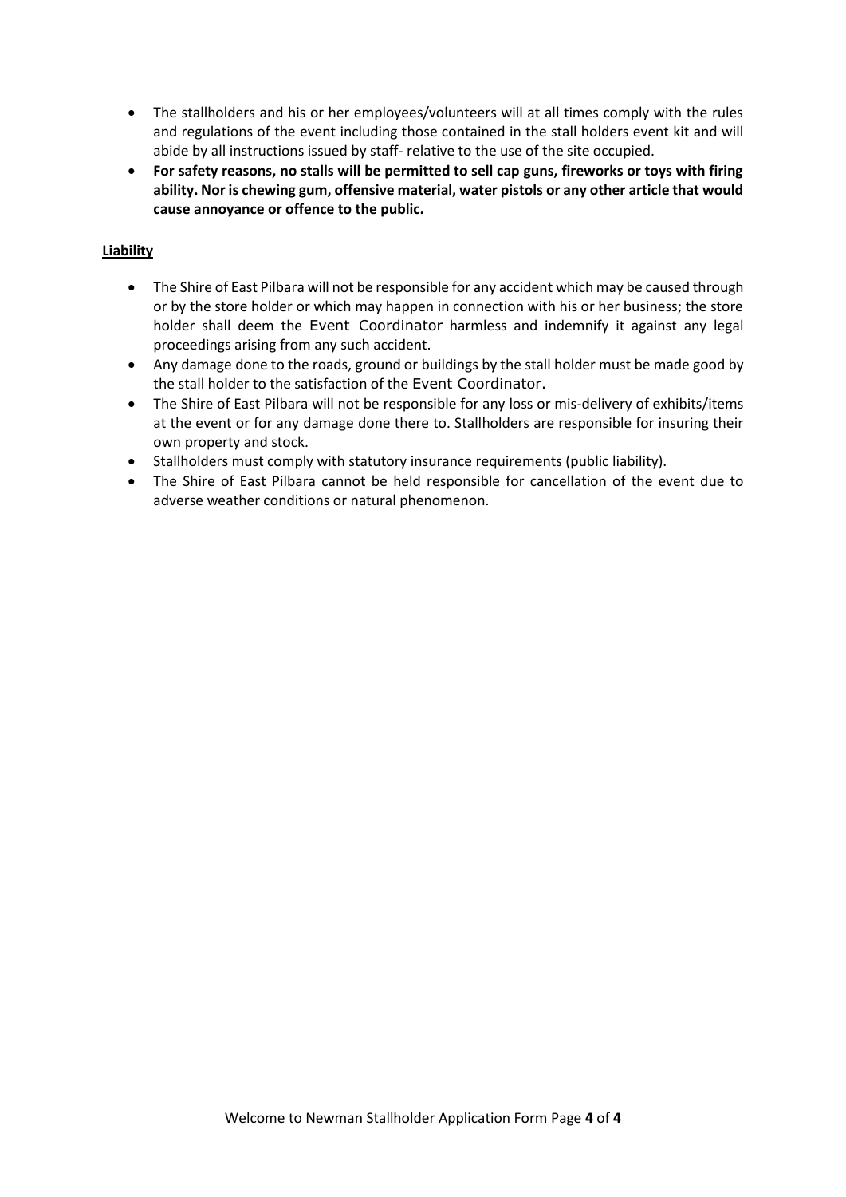- The stallholders and his or her employees/volunteers will at all times comply with the rules and regulations of the event including those contained in the stall holders event kit and will abide by all instructions issued by staff- relative to the use of the site occupied.
- **For safety reasons, no stalls will be permitted to sell cap guns, fireworks or toys with firing ability. Nor is chewing gum, offensive material, water pistols or any other article that would cause annoyance or offence to the public.**

**Liability**

- The Shire of East Pilbara will not be responsible for any accident which may be caused through or by the store holder or which may happen in connection with his or her business; the store holder shall deem the Event Coordinator harmless and indemnify it against any legal proceedings arising from any such accident.
- Any damage done to the roads, ground or buildings by the stall holder must be made good by the stall holder to the satisfaction of the Event Coordinator.
- The Shire of East Pilbara will not be responsible for any loss or mis-delivery of exhibits/items at the event or for any damage done there to. Stallholders are responsible for insuring their own property and stock.
- Stallholders must comply with statutory insurance requirements (public liability).
- The Shire of East Pilbara cannot be held responsible for cancellation of the event due to adverse weather conditions or natural phenomenon.